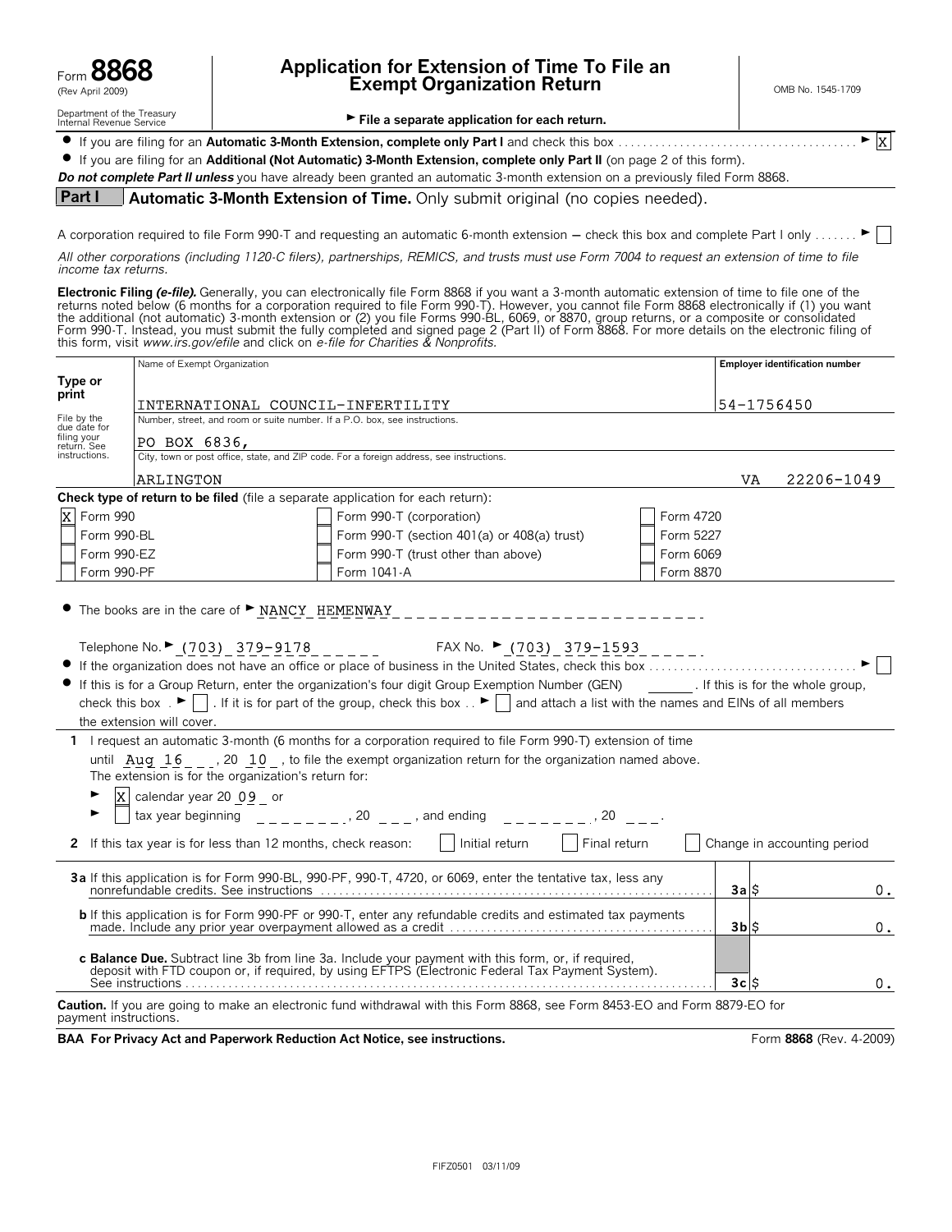Form **8868** (Rev April 2009)

Department of the Treasury Internal Revenue Service

# Application for Extension of Time To File an Exempt Organization Return

OMB No. 1545-1709

► **File a separate application for each return.**

- If you are filing for an **Automatic 3-Month Extension, complete only Part I** and check this box ► [X]
- If you are filing for an **Additional (Not Automatic) 3-Month Extension, complete only Part II** (on page 2 of this form).

***Do not complete Part II unless*** you have already been granted an automatic 3-month extension on a previously filed Form 8868.

## Part I Automatic 3-Month Extension of Time. Only submit original (no copies needed).

A corporation required to file Form 990-T and requesting an automatic 6-month extension – check this box and complete Part I only ► [ ]

*All other corporations (including 1120-C filers), partnerships, REMICS, and trusts must use Form 7004 to request an extension of time to file income tax returns.*

**Electronic Filing *(e-file)*.** Generally, you can electronically file Form 8868 if you want a 3-month automatic extension of time to file one of the returns noted below (6 months for a corporation required to file Form 990-T). However, you cannot file Form 8868 electronically if (1) you want the additional (not automatic) 3-month extension or (2) you file Forms 990-BL, 6069, or 8870, group returns, or a composite or consolidated Form 990-T. Instead, you must submit the fully completed and signed page 2 (Part II) of Form 8868. For more details on the electronic filing of this form, visit *www.irs.gov/efile* and click on *e-file for Charities & Nonprofits.*

| Type or print | Name of Exempt Organization | Employer identification number |
|---|---|---|
| | INTERNATIONAL COUNCIL-INFERTILITY | 54-1756450 |
| File by the due date for filing your return. See instructions. | Number, street, and room or suite number. If a P.O. box, see instructions. | |
| | PO BOX 6836, | |
| | City, town or post office, state, and ZIP code. For a foreign address, see instructions. | |
| | ARLINGTON VA 22206-1049 | |

**Check type of return to be filed** (file a separate application for each return):

| | | |
|---|---|---|
| [X] Form 990 | [ ] Form 990-T (corporation) | [ ] Form 4720 |
| [ ] Form 990-BL | [ ] Form 990-T (section 401(a) or 408(a) trust) | [ ] Form 5227 |
| [ ] Form 990-EZ | [ ] Form 990-T (trust other than above) | [ ] Form 6069 |
| [ ] Form 990-PF | [ ] Form 1041-A | [ ] Form 8870 |

- The books are in the care of ► NANCY HEMENWAY

  Telephone No. ► (703) 379-9178 FAX No. ► (703) 379-1593
- If the organization does not have an office or place of business in the United States, check this box ► [ ]
- If this is for a Group Return, enter the organization's four digit Group Exemption Number (GEN) ______ . If this is for the whole group, check this box ► [ ] . If it is for part of the group, check this box ► [ ] and attach a list with the names and EINs of all members the extension will cover.

**1** I request an automatic 3-month (6 months for a corporation required to file Form 990-T) extension of time until Aug 16 , 20 10 , to file the exempt organization return for the organization named above. The extension is for the organization's return for:

► [X] calendar year 20 09 or

► [ ] tax year beginning ________, 20 ___, and ending ________, 20 ___.

**2** If this tax year is for less than 12 months, check reason: [ ] Initial return [ ] Final return [ ] Change in accounting period

| | | |
|---|---|---|
| **3a** If this application is for Form 990-BL, 990-PF, 990-T, 4720, or 6069, enter the tentative tax, less any nonrefundable credits. See instructions | **3a** | $ 0. |
| **b** If this application is for Form 990-PF or 990-T, enter any refundable credits and estimated tax payments made. Include any prior year overpayment allowed as a credit | **3b** | $ 0. |
| **c Balance Due.** Subtract line 3b from line 3a. Include your payment with this form, or, if required, deposit with FTD coupon or, if required, by using EFTPS (Electronic Federal Tax Payment System). See instructions | **3c** | $ 0. |

**Caution.** If you are going to make an electronic fund withdrawal with this Form 8868, see Form 8453-EO and Form 8879-EO for payment instructions.

**BAA For Privacy Act and Paperwork Reduction Act Notice, see instructions.** Form **8868** (Rev. 4-2009)

FIFZ0501 03/11/09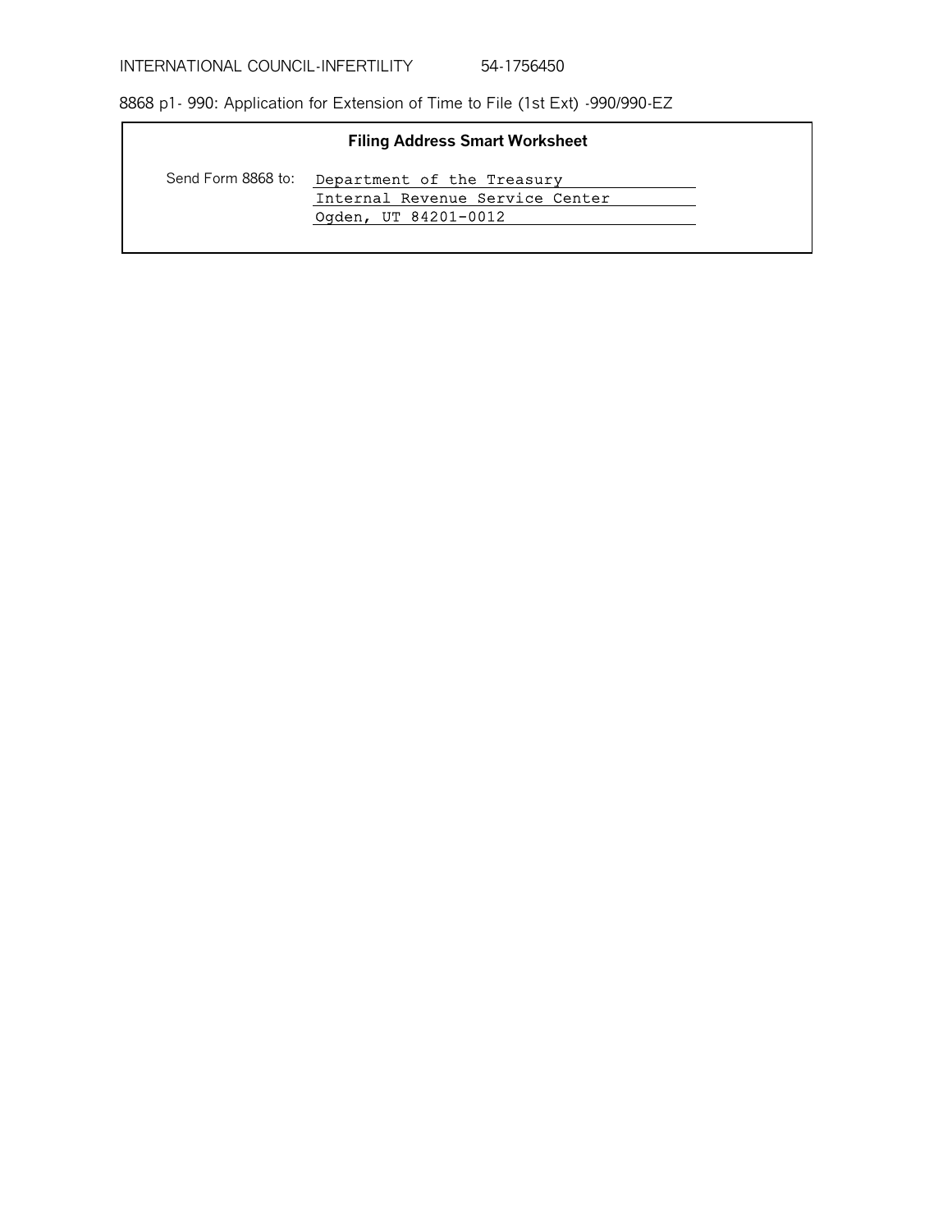INTERNATIONAL COUNCIL-INFERTILITY 54-1756450

8868 p1- 990: Application for Extension of Time to File (1st Ext) -990/990-EZ

**Filing Address Smart Worksheet**

Send Form 8868 to:

Department of the Treasury
Internal Revenue Service Center
Ogden, UT 84201-0012